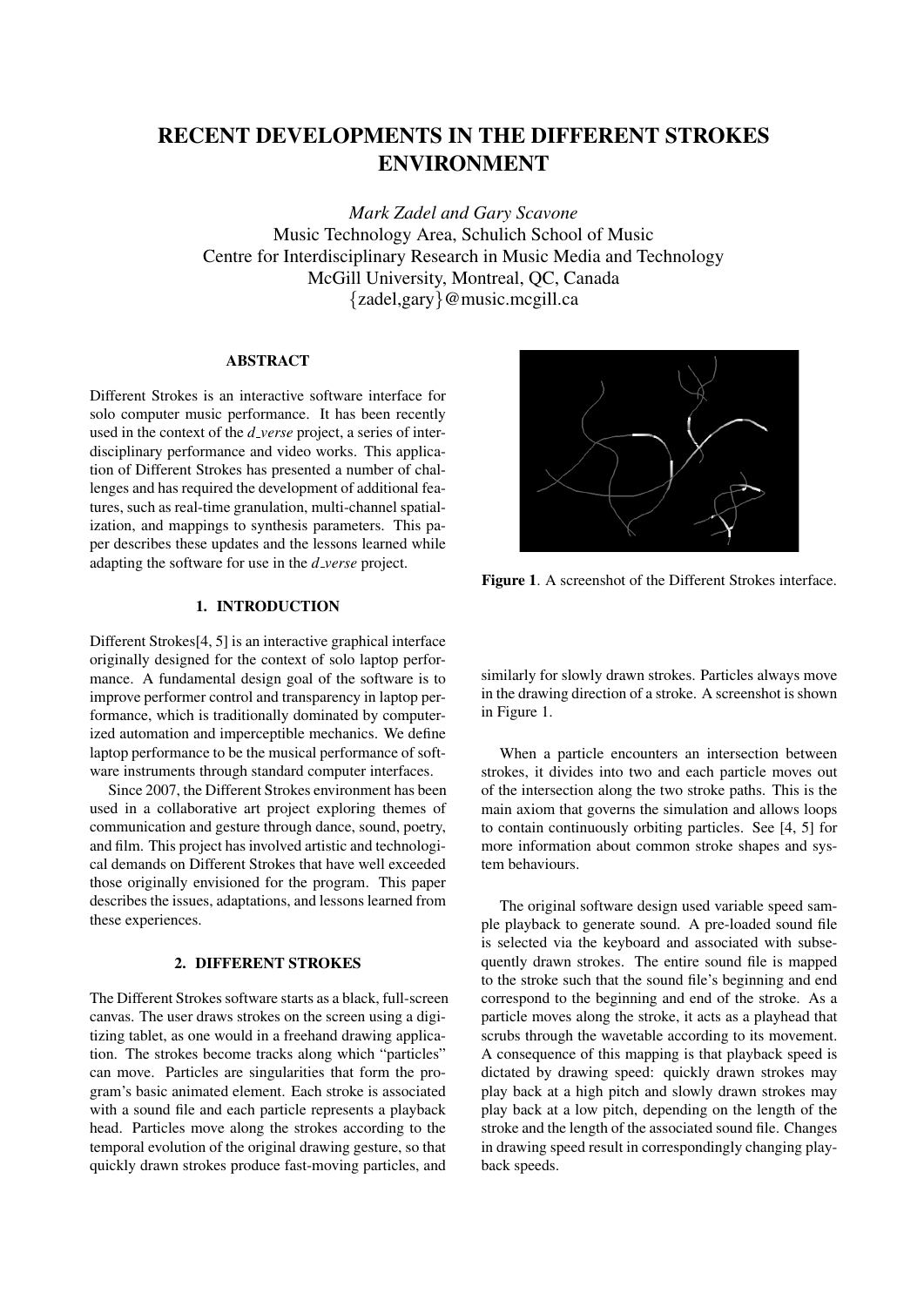# RECENT DEVELOPMENTS IN THE DIFFERENT STROKES ENVIRONMENT

*Mark Zadel and Gary Scavone*
Music Technology Area, Schulich School of Music
Centre for Interdisciplinary Research in Music Media and Technology
McGill University, Montreal, QC, Canada
{zadel,gary}@music.mcgill.ca

### ABSTRACT

Different Strokes is an interactive software interface for solo computer music performance. It has been recently used in the context of the *d_verse* project, a series of interdisciplinary performance and video works. This application of Different Strokes has presented a number of challenges and has required the development of additional features, such as real-time granulation, multi-channel spatialization, and mappings to synthesis parameters. This paper describes these updates and the lessons learned while adapting the software for use in the *d_verse* project.

## 1. INTRODUCTION

Different Strokes[4, 5] is an interactive graphical interface originally designed for the context of solo laptop performance. A fundamental design goal of the software is to improve performer control and transparency in laptop performance, which is traditionally dominated by computerized automation and imperceptible mechanics. We define laptop performance to be the musical performance of software instruments through standard computer interfaces.

Since 2007, the Different Strokes environment has been used in a collaborative art project exploring themes of communication and gesture through dance, sound, poetry, and film. This project has involved artistic and technological demands on Different Strokes that have well exceeded those originally envisioned for the program. This paper describes the issues, adaptations, and lessons learned from these experiences.

## 2. DIFFERENT STROKES

The Different Strokes software starts as a black, full-screen canvas. The user draws strokes on the screen using a digitizing tablet, as one would in a freehand drawing application. The strokes become tracks along which "particles" can move. Particles are singularities that form the program's basic animated element. Each stroke is associated with a sound file and each particle represents a playback head. Particles move along the strokes according to the temporal evolution of the original drawing gesture, so that quickly drawn strokes produce fast-moving particles, and similarly for slowly drawn strokes. Particles always move in the drawing direction of a stroke. A screenshot is shown in Figure 1.

**Figure 1**. A screenshot of the Different Strokes interface.

When a particle encounters an intersection between strokes, it divides into two and each particle moves out of the intersection along the two stroke paths. This is the main axiom that governs the simulation and allows loops to contain continuously orbiting particles. See [4, 5] for more information about common stroke shapes and system behaviours.

The original software design used variable speed sample playback to generate sound. A pre-loaded sound file is selected via the keyboard and associated with subsequently drawn strokes. The entire sound file is mapped to the stroke such that the sound file's beginning and end correspond to the beginning and end of the stroke. As a particle moves along the stroke, it acts as a playhead that scrubs through the wavetable according to its movement. A consequence of this mapping is that playback speed is dictated by drawing speed: quickly drawn strokes may play back at a high pitch and slowly drawn strokes may play back at a low pitch, depending on the length of the stroke and the length of the associated sound file. Changes in drawing speed result in correspondingly changing playback speeds.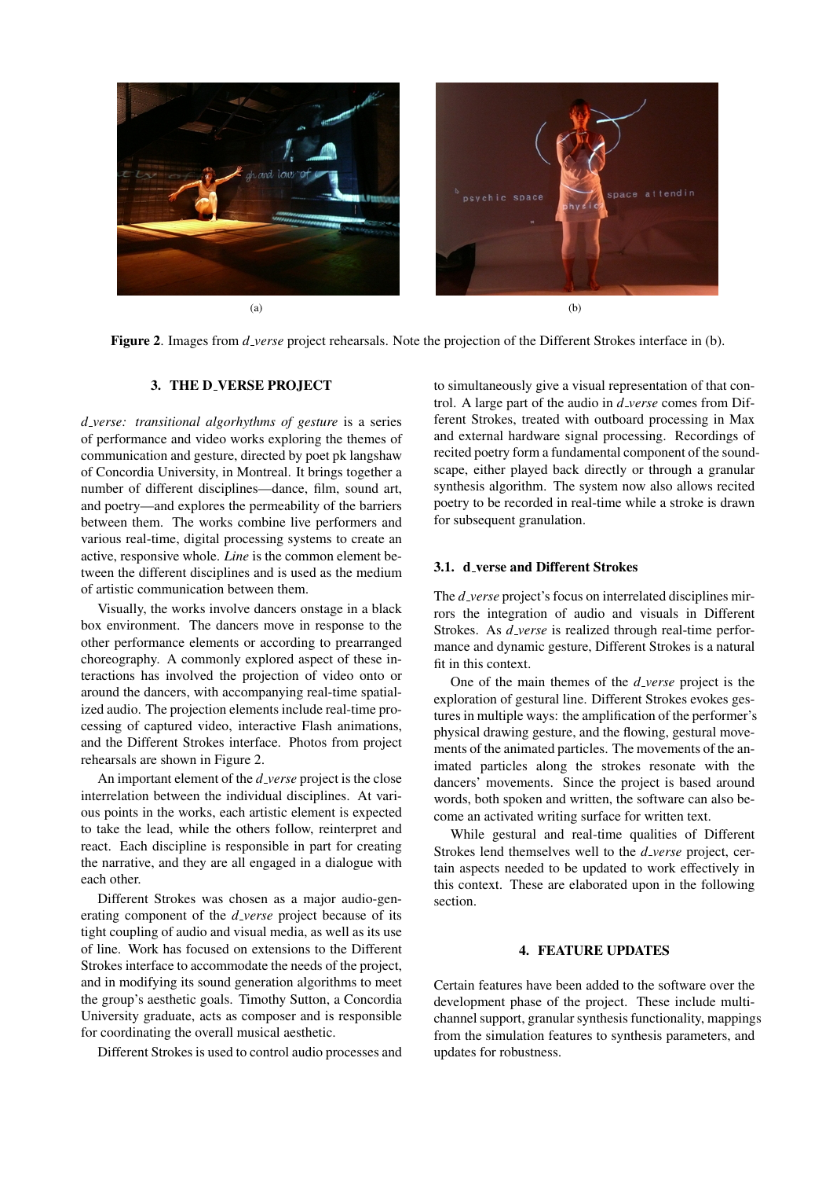(a)

(b)

**Figure 2**. Images from *d_verse* project rehearsals. Note the projection of the Different Strokes interface in (b).

## 3. THE D_VERSE PROJECT

*d_verse: transitional algorhythms of gesture* is a series of performance and video works exploring the themes of communication and gesture, directed by poet pk langshaw of Concordia University, in Montreal. It brings together a number of different disciplines—dance, film, sound art, and poetry—and explores the permeability of the barriers between them. The works combine live performers and various real-time, digital processing systems to create an active, responsive whole. *Line* is the common element between the different disciplines and is used as the medium of artistic communication between them.

Visually, the works involve dancers onstage in a black box environment. The dancers move in response to the other performance elements or according to prearranged choreography. A commonly explored aspect of these interactions has involved the projection of video onto or around the dancers, with accompanying real-time spatialized audio. The projection elements include real-time processing of captured video, interactive Flash animations, and the Different Strokes interface. Photos from project rehearsals are shown in Figure 2.

An important element of the *d_verse* project is the close interrelation between the individual disciplines. At various points in the works, each artistic element is expected to take the lead, while the others follow, reinterpret and react. Each discipline is responsible in part for creating the narrative, and they are all engaged in a dialogue with each other.

Different Strokes was chosen as a major audio-generating component of the *d_verse* project because of its tight coupling of audio and visual media, as well as its use of line. Work has focused on extensions to the Different Strokes interface to accommodate the needs of the project, and in modifying its sound generation algorithms to meet the group's aesthetic goals. Timothy Sutton, a Concordia University graduate, acts as composer and is responsible for coordinating the overall musical aesthetic.

Different Strokes is used to control audio processes and to simultaneously give a visual representation of that control. A large part of the audio in *d_verse* comes from Different Strokes, treated with outboard processing in Max and external hardware signal processing. Recordings of recited poetry form a fundamental component of the soundscape, either played back directly or through a granular synthesis algorithm. The system now also allows recited poetry to be recorded in real-time while a stroke is drawn for subsequent granulation.

### 3.1. d_verse and Different Strokes

The *d_verse* project's focus on interrelated disciplines mirrors the integration of audio and visuals in Different Strokes. As *d_verse* is realized through real-time performance and dynamic gesture, Different Strokes is a natural fit in this context.

One of the main themes of the *d_verse* project is the exploration of gestural line. Different Strokes evokes gestures in multiple ways: the amplification of the performer's physical drawing gesture, and the flowing, gestural movements of the animated particles. The movements of the animated particles along the strokes resonate with the dancers' movements. Since the project is based around words, both spoken and written, the software can also become an activated writing surface for written text.

While gestural and real-time qualities of Different Strokes lend themselves well to the *d_verse* project, certain aspects needed to be updated to work effectively in this context. These are elaborated upon in the following section.

## 4. FEATURE UPDATES

Certain features have been added to the software over the development phase of the project. These include multichannel support, granular synthesis functionality, mappings from the simulation features to synthesis parameters, and updates for robustness.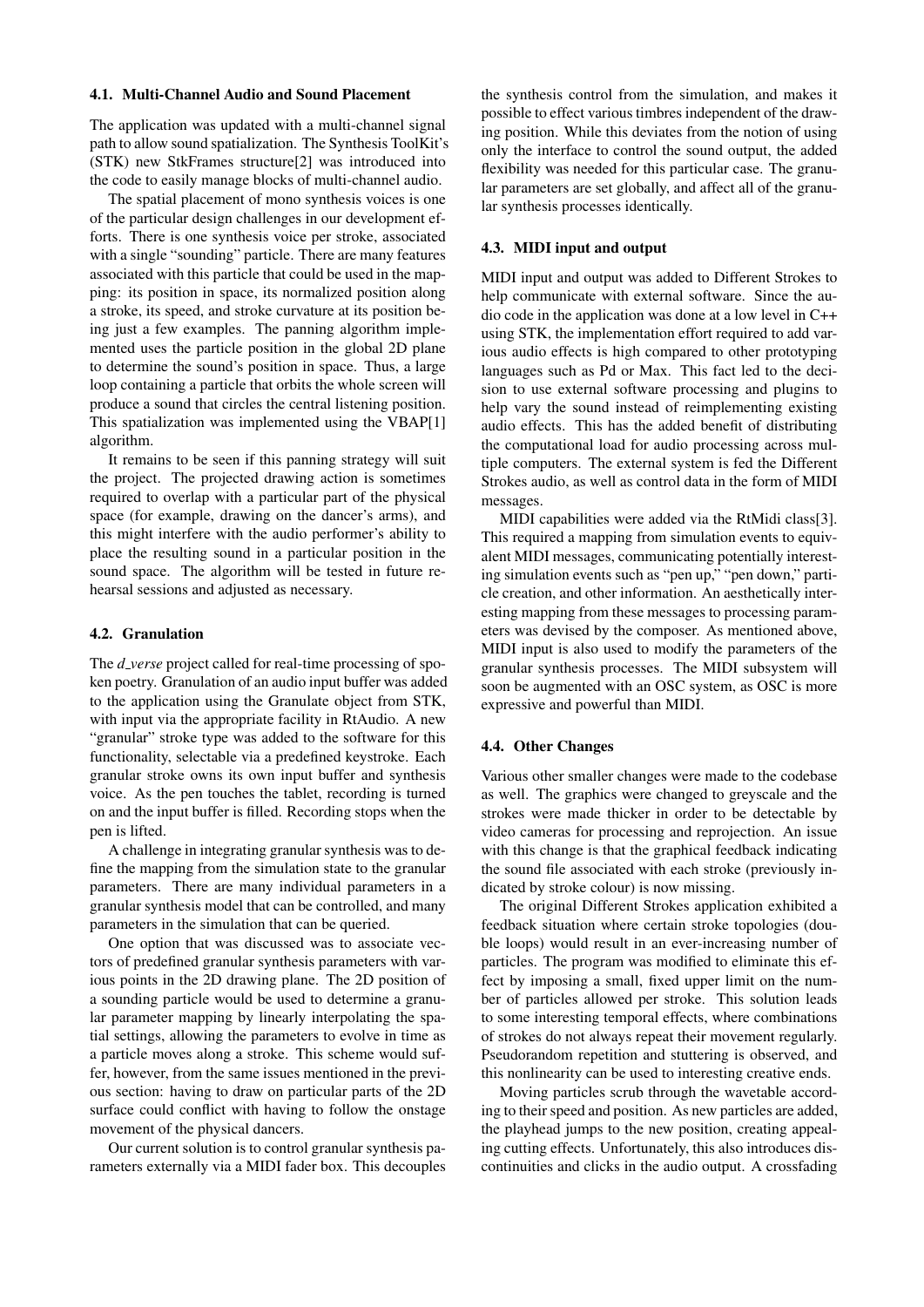### 4.1. Multi-Channel Audio and Sound Placement

The application was updated with a multi-channel signal path to allow sound spatialization. The Synthesis ToolKit's (STK) new StkFrames structure[2] was introduced into the code to easily manage blocks of multi-channel audio.

The spatial placement of mono synthesis voices is one of the particular design challenges in our development efforts. There is one synthesis voice per stroke, associated with a single "sounding" particle. There are many features associated with this particle that could be used in the mapping: its position in space, its normalized position along a stroke, its speed, and stroke curvature at its position being just a few examples. The panning algorithm implemented uses the particle position in the global 2D plane to determine the sound's position in space. Thus, a large loop containing a particle that orbits the whole screen will produce a sound that circles the central listening position. This spatialization was implemented using the VBAP[1] algorithm.

It remains to be seen if this panning strategy will suit the project. The projected drawing action is sometimes required to overlap with a particular part of the physical space (for example, drawing on the dancer's arms), and this might interfere with the audio performer's ability to place the resulting sound in a particular position in the sound space. The algorithm will be tested in future rehearsal sessions and adjusted as necessary.

### 4.2. Granulation

The *d_verse* project called for real-time processing of spoken poetry. Granulation of an audio input buffer was added to the application using the Granulate object from STK, with input via the appropriate facility in RtAudio. A new "granular" stroke type was added to the software for this functionality, selectable via a predefined keystroke. Each granular stroke owns its own input buffer and synthesis voice. As the pen touches the tablet, recording is turned on and the input buffer is filled. Recording stops when the pen is lifted.

A challenge in integrating granular synthesis was to define the mapping from the simulation state to the granular parameters. There are many individual parameters in a granular synthesis model that can be controlled, and many parameters in the simulation that can be queried.

One option that was discussed was to associate vectors of predefined granular synthesis parameters with various points in the 2D drawing plane. The 2D position of a sounding particle would be used to determine a granular parameter mapping by linearly interpolating the spatial settings, allowing the parameters to evolve in time as a particle moves along a stroke. This scheme would suffer, however, from the same issues mentioned in the previous section: having to draw on particular parts of the 2D surface could conflict with having to follow the onstage movement of the physical dancers.

Our current solution is to control granular synthesis parameters externally via a MIDI fader box. This decouples the synthesis control from the simulation, and makes it possible to effect various timbres independent of the drawing position. While this deviates from the notion of using only the interface to control the sound output, the added flexibility was needed for this particular case. The granular parameters are set globally, and affect all of the granular synthesis processes identically.

### 4.3. MIDI input and output

MIDI input and output was added to Different Strokes to help communicate with external software. Since the audio code in the application was done at a low level in C++ using STK, the implementation effort required to add various audio effects is high compared to other prototyping languages such as Pd or Max. This fact led to the decision to use external software processing and plugins to help vary the sound instead of reimplementing existing audio effects. This has the added benefit of distributing the computational load for audio processing across multiple computers. The external system is fed the Different Strokes audio, as well as control data in the form of MIDI messages.

MIDI capabilities were added via the RtMidi class[3]. This required a mapping from simulation events to equivalent MIDI messages, communicating potentially interesting simulation events such as "pen up," "pen down," particle creation, and other information. An aesthetically interesting mapping from these messages to processing parameters was devised by the composer. As mentioned above, MIDI input is also used to modify the parameters of the granular synthesis processes. The MIDI subsystem will soon be augmented with an OSC system, as OSC is more expressive and powerful than MIDI.

### 4.4. Other Changes

Various other smaller changes were made to the codebase as well. The graphics were changed to greyscale and the strokes were made thicker in order to be detectable by video cameras for processing and reprojection. An issue with this change is that the graphical feedback indicating the sound file associated with each stroke (previously indicated by stroke colour) is now missing.

The original Different Strokes application exhibited a feedback situation where certain stroke topologies (double loops) would result in an ever-increasing number of particles. The program was modified to eliminate this effect by imposing a small, fixed upper limit on the number of particles allowed per stroke. This solution leads to some interesting temporal effects, where combinations of strokes do not always repeat their movement regularly. Pseudorandom repetition and stuttering is observed, and this nonlinearity can be used to interesting creative ends.

Moving particles scrub through the wavetable according to their speed and position. As new particles are added, the playhead jumps to the new position, creating appealing cutting effects. Unfortunately, this also introduces discontinuities and clicks in the audio output. A crossfading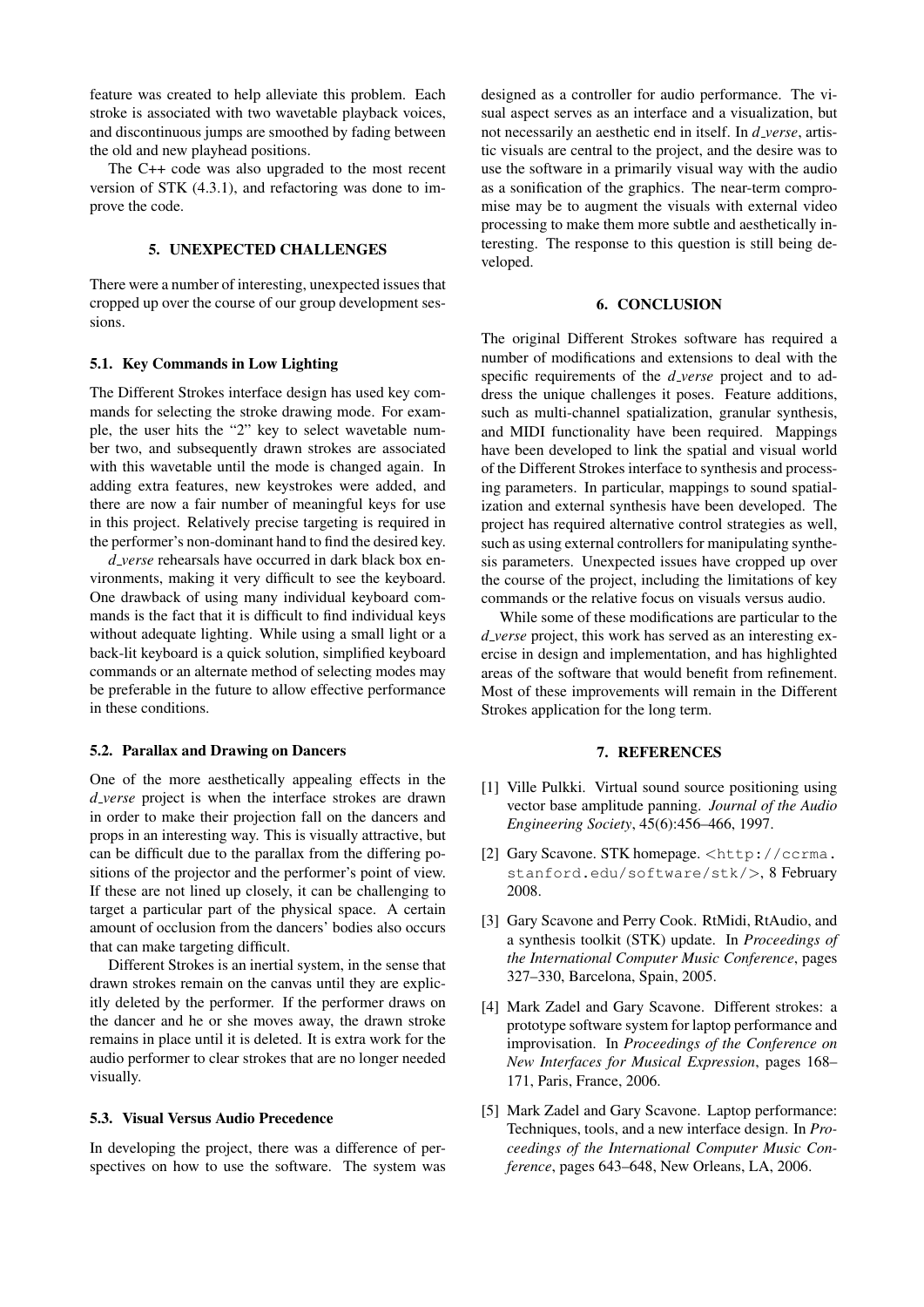feature was created to help alleviate this problem. Each stroke is associated with two wavetable playback voices, and discontinuous jumps are smoothed by fading between the old and new playhead positions.

The C++ code was also upgraded to the most recent version of STK (4.3.1), and refactoring was done to improve the code.

## 5. UNEXPECTED CHALLENGES

There were a number of interesting, unexpected issues that cropped up over the course of our group development sessions.

### 5.1. Key Commands in Low Lighting

The Different Strokes interface design has used key commands for selecting the stroke drawing mode. For example, the user hits the "2" key to select wavetable number two, and subsequently drawn strokes are associated with this wavetable until the mode is changed again. In adding extra features, new keystrokes were added, and there are now a fair number of meaningful keys for use in this project. Relatively precise targeting is required in the performer's non-dominant hand to find the desired key.

*d_verse* rehearsals have occurred in dark black box environments, making it very difficult to see the keyboard. One drawback of using many individual keyboard commands is the fact that it is difficult to find individual keys without adequate lighting. While using a small light or a back-lit keyboard is a quick solution, simplified keyboard commands or an alternate method of selecting modes may be preferable in the future to allow effective performance in these conditions.

### 5.2. Parallax and Drawing on Dancers

One of the more aesthetically appealing effects in the *d_verse* project is when the interface strokes are drawn in order to make their projection fall on the dancers and props in an interesting way. This is visually attractive, but can be difficult due to the parallax from the differing positions of the projector and the performer's point of view. If these are not lined up closely, it can be challenging to target a particular part of the physical space. A certain amount of occlusion from the dancers' bodies also occurs that can make targeting difficult.

Different Strokes is an inertial system, in the sense that drawn strokes remain on the canvas until they are explicitly deleted by the performer. If the performer draws on the dancer and he or she moves away, the drawn stroke remains in place until it is deleted. It is extra work for the audio performer to clear strokes that are no longer needed visually.

### 5.3. Visual Versus Audio Precedence

In developing the project, there was a difference of perspectives on how to use the software. The system was designed as a controller for audio performance. The visual aspect serves as an interface and a visualization, but not necessarily an aesthetic end in itself. In *d_verse*, artistic visuals are central to the project, and the desire was to use the software in a primarily visual way with the audio as a sonification of the graphics. The near-term compromise may be to augment the visuals with external video processing to make them more subtle and aesthetically interesting. The response to this question is still being developed.

## 6. CONCLUSION

The original Different Strokes software has required a number of modifications and extensions to deal with the specific requirements of the *d_verse* project and to address the unique challenges it poses. Feature additions, such as multi-channel spatialization, granular synthesis, and MIDI functionality have been required. Mappings have been developed to link the spatial and visual world of the Different Strokes interface to synthesis and processing parameters. In particular, mappings to sound spatialization and external synthesis have been developed. The project has required alternative control strategies as well, such as using external controllers for manipulating synthesis parameters. Unexpected issues have cropped up over the course of the project, including the limitations of key commands or the relative focus on visuals versus audio.

While some of these modifications are particular to the *d_verse* project, this work has served as an interesting exercise in design and implementation, and has highlighted areas of the software that would benefit from refinement. Most of these improvements will remain in the Different Strokes application for the long term.

## 7. REFERENCES

[1] Ville Pulkki. Virtual sound source positioning using vector base amplitude panning. *Journal of the Audio Engineering Society*, 45(6):456–466, 1997.

[2] Gary Scavone. STK homepage. <http://ccrma.stanford.edu/software/stk/>, 8 February 2008.

[3] Gary Scavone and Perry Cook. RtMidi, RtAudio, and a synthesis toolkit (STK) update. In *Proceedings of the International Computer Music Conference*, pages 327–330, Barcelona, Spain, 2005.

[4] Mark Zadel and Gary Scavone. Different strokes: a prototype software system for laptop performance and improvisation. In *Proceedings of the Conference on New Interfaces for Musical Expression*, pages 168–171, Paris, France, 2006.

[5] Mark Zadel and Gary Scavone. Laptop performance: Techniques, tools, and a new interface design. In *Proceedings of the International Computer Music Conference*, pages 643–648, New Orleans, LA, 2006.